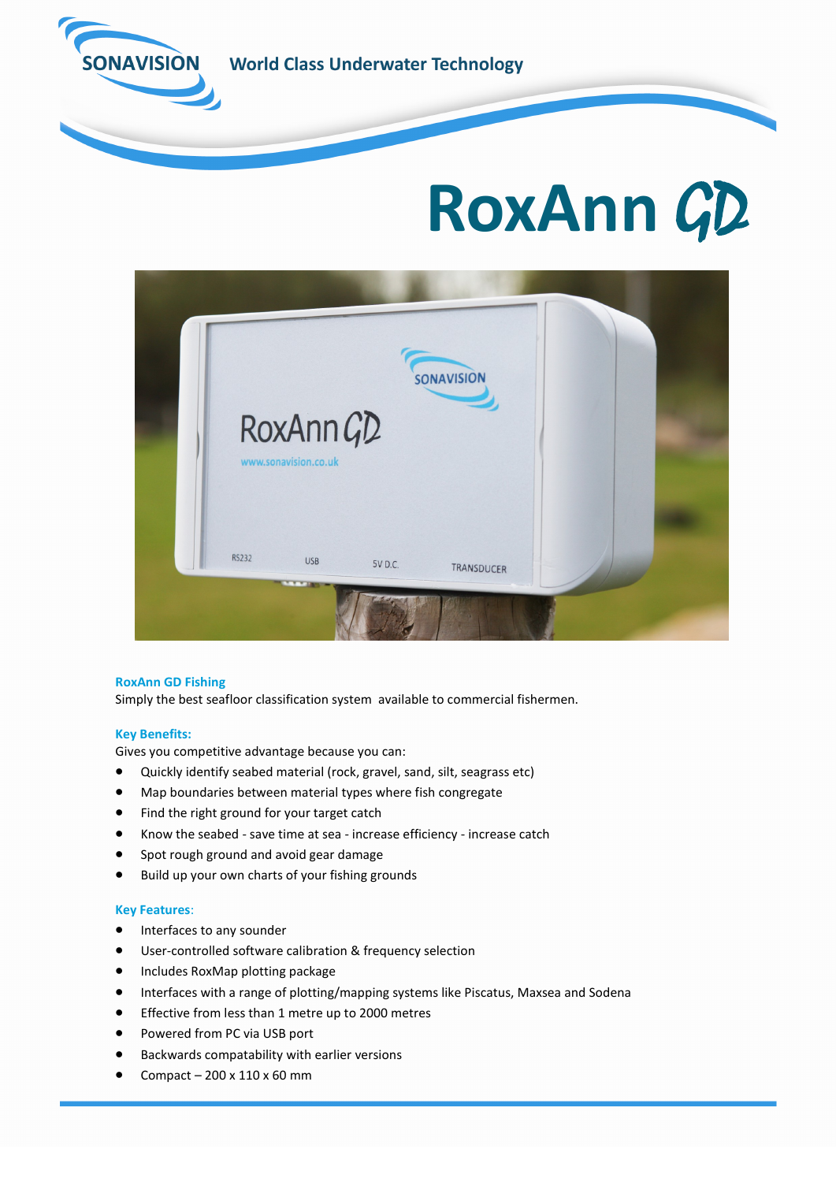SONAVISION World Class Underwater Technology

# RoxAnn GD

**RoxAnn GD Fishing**

Simply the best seafloor classification system available to commercial fishermen.

**Key Benefits:**

Gives you competitive advantage because you can:

- Quickly identify seabed material (rock, gravel, sand, silt, seagrass etc)
- Map boundaries between material types where fish congregate
- Find the right ground for your target catch
- Know the seabed - save time at sea - increase efficiency - increase catch
- Spot rough ground and avoid gear damage
- Build up your own charts of your fishing grounds

**Key Features**:

- Interfaces to any sounder
- User-controlled software calibration & frequency selection
- Includes RoxMap plotting package
- Interfaces with a range of plotting/mapping systems like Piscatus, Maxsea and Sodena
- Effective from less than 1 metre up to 2000 metres
- Powered from PC via USB port
- Backwards compatability with earlier versions
- Compact – 200 x 110 x 60 mm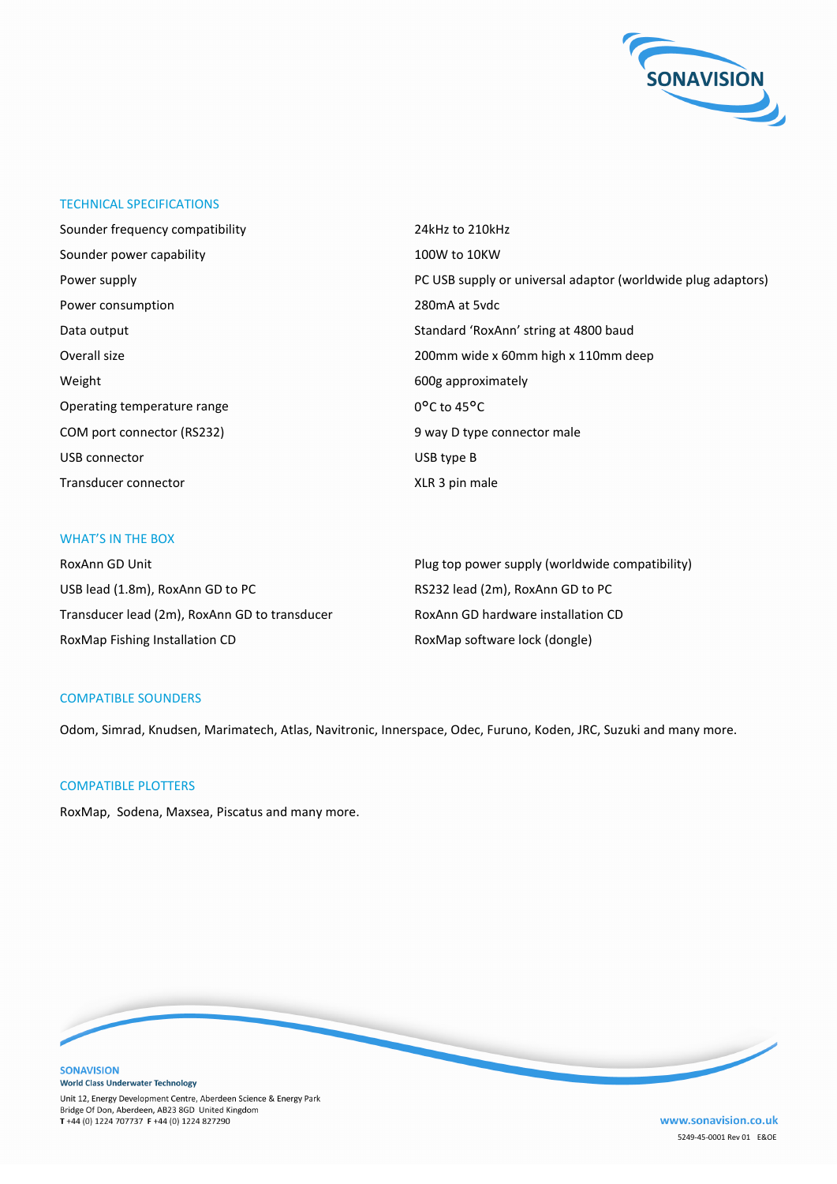## TECHNICAL SPECIFICATIONS

| | |
|---|---|
| Sounder frequency compatibility | 24kHz to 210kHz |
| Sounder power capability | 100W to 10KW |
| Power supply | PC USB supply or universal adaptor (worldwide plug adaptors) |
| Power consumption | 280mA at 5vdc |
| Data output | Standard 'RoxAnn' string at 4800 baud |
| Overall size | 200mm wide x 60mm high x 110mm deep |
| Weight | 600g approximately |
| Operating temperature range | 0°C to 45°C |
| COM port connector (RS232) | 9 way D type connector male |
| USB connector | USB type B |
| Transducer connector | XLR 3 pin male |

## WHAT'S IN THE BOX

- RoxAnn GD Unit
- USB lead (1.8m), RoxAnn GD to PC
- Transducer lead (2m), RoxAnn GD to transducer
- RoxMap Fishing Installation CD
- Plug top power supply (worldwide compatibility)
- RS232 lead (2m), RoxAnn GD to PC
- RoxAnn GD hardware installation CD
- RoxMap software lock (dongle)

## COMPATIBLE SOUNDERS

Odom, Simrad, Knudsen, Marimatech, Atlas, Navitronic, Innerspace, Odec, Furuno, Koden, JRC, Suzuki and many more.

## COMPATIBLE PLOTTERS

RoxMap, Sodena, Maxsea, Piscatus and many more.

**SONAVISION**
**World Class Underwater Technology**

Unit 12, Energy Development Centre, Aberdeen Science & Energy Park
Bridge Of Don, Aberdeen, AB23 8GD United Kingdom
**T** +44 (0) 1224 707737 **F** +44 (0) 1224 827290

www.sonavision.co.uk

5249-45-0001 Rev 01 E&OE